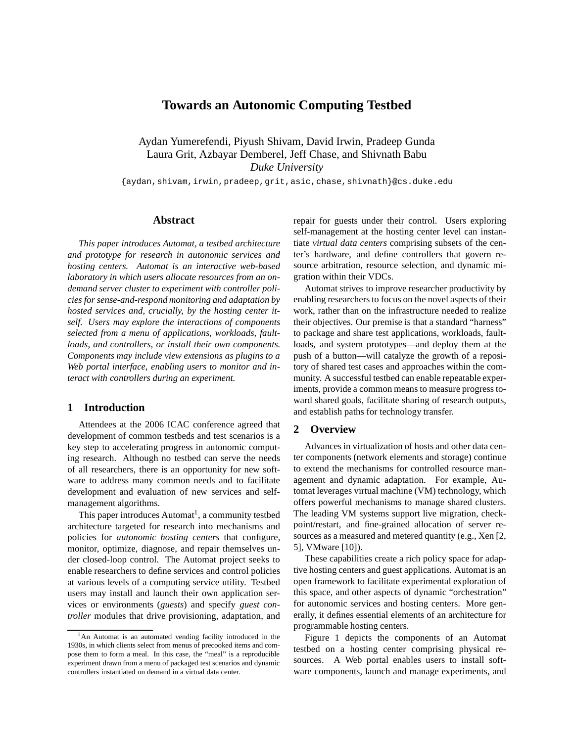# Towards an Autonomic Computing Testbed

Aydan Yumerefendi, Piyush Shivam, David Irwin, Pradeep Gunda
Laura Grit, Azbayar Demberel, Jeff Chase, and Shivnath Babu
*Duke University*

{aydan,shivam,irwin,pradeep,grit,asic,chase,shivnath}@cs.duke.edu

## Abstract

*This paper introduces Automat, a testbed architecture and prototype for research in autonomic services and hosting centers. Automat is an interactive web-based laboratory in which users allocate resources from an on-demand server cluster to experiment with controller policies for sense-and-respond monitoring and adaptation by hosted services and, crucially, by the hosting center itself. Users may explore the interactions of components selected from a menu of applications, workloads, faultloads, and controllers, or install their own components. Components may include view extensions as plugins to a Web portal interface, enabling users to monitor and interact with controllers during an experiment.*

## 1 Introduction

Attendees at the 2006 ICAC conference agreed that development of common testbeds and test scenarios is a key step to accelerating progress in autonomic computing research. Although no testbed can serve the needs of all researchers, there is an opportunity for new software to address many common needs and to facilitate development and evaluation of new services and self-management algorithms.

This paper introduces Automat[1], a community testbed architecture targeted for research into mechanisms and policies for *autonomic hosting centers* that configure, monitor, optimize, diagnose, and repair themselves under closed-loop control. The Automat project seeks to enable researchers to define services and control policies at various levels of a computing service utility. Testbed users may install and launch their own application services or environments (*guests*) and specify *guest controller* modules that drive provisioning, adaptation, and repair for guests under their control. Users exploring self-management at the hosting center level can instantiate *virtual data centers* comprising subsets of the center's hardware, and define controllers that govern resource arbitration, resource selection, and dynamic migration within their VDCs.

Automat strives to improve researcher productivity by enabling researchers to focus on the novel aspects of their work, rather than on the infrastructure needed to realize their objectives. Our premise is that a standard "harness" to package and share test applications, workloads, faultloads, and system prototypes—and deploy them at the push of a button—will catalyze the growth of a repository of shared test cases and approaches within the community. A successful testbed can enable repeatable experiments, provide a common means to measure progress toward shared goals, facilitate sharing of research outputs, and establish paths for technology transfer.

## 2 Overview

Advances in virtualization of hosts and other data center components (network elements and storage) continue to extend the mechanisms for controlled resource management and dynamic adaptation. For example, Automat leverages virtual machine (VM) technology, which offers powerful mechanisms to manage shared clusters. The leading VM systems support live migration, checkpoint/restart, and fine-grained allocation of server resources as a measured and metered quantity (e.g., Xen [2, 5], VMware [10]).

These capabilities create a rich policy space for adaptive hosting centers and guest applications. Automat is an open framework to facilitate experimental exploration of this space, and other aspects of dynamic "orchestration" for autonomic services and hosting centers. More generally, it defines essential elements of an architecture for programmable hosting centers.

Figure 1 depicts the components of an Automat testbed on a hosting center comprising physical resources. A Web portal enables users to install software components, launch and manage experiments, and

[1] An Automat is an automated vending facility introduced in the 1930s, in which clients select from menus of precooked items and compose them to form a meal. In this case, the "meal" is a reproducible experiment drawn from a menu of packaged test scenarios and dynamic controllers instantiated on demand in a virtual data center.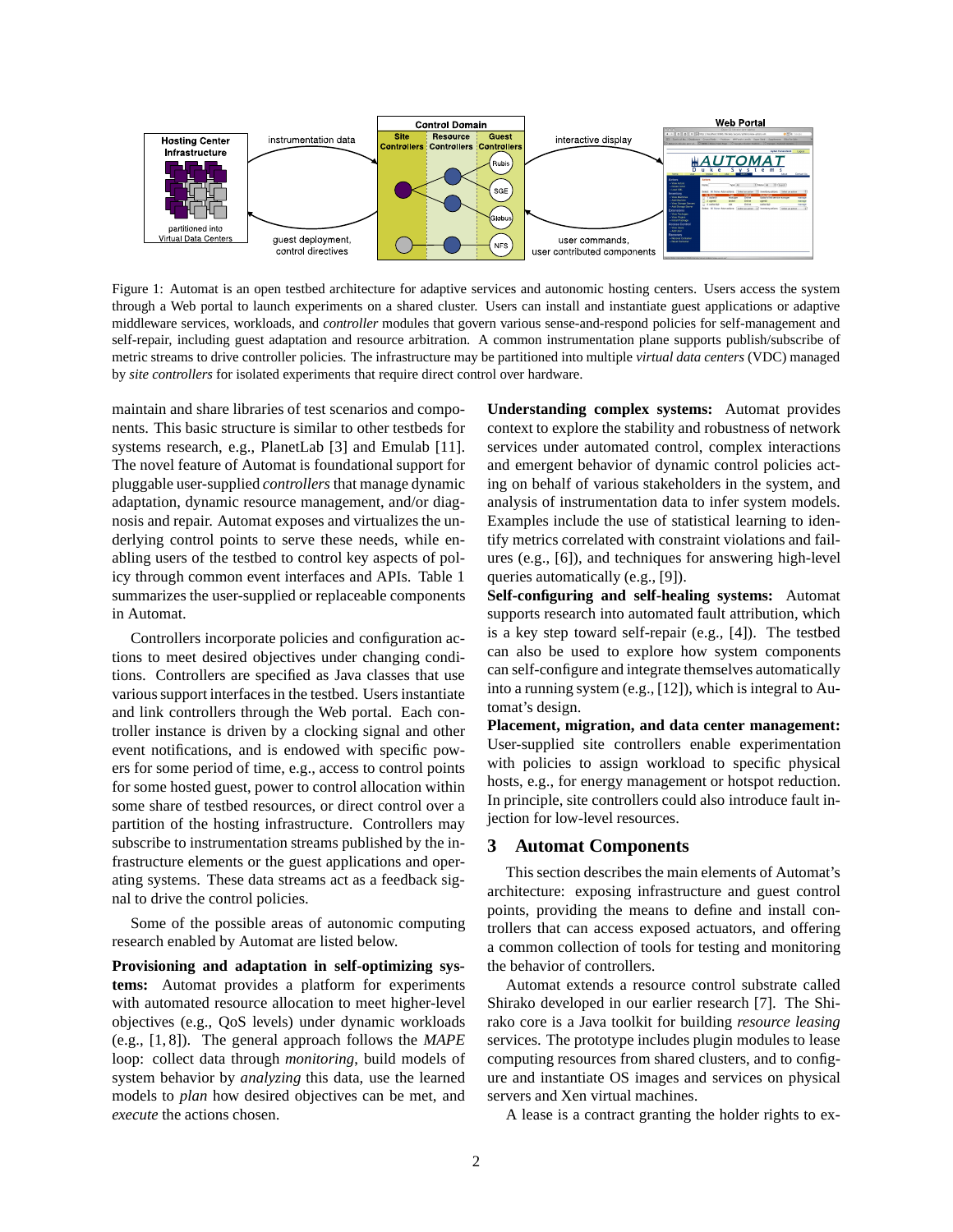Figure 1: Automat is an open testbed architecture for adaptive services and autonomic hosting centers. Users access the system through a Web portal to launch experiments on a shared cluster. Users can install and instantiate guest applications or adaptive middleware services, workloads, and *controller* modules that govern various sense-and-respond policies for self-management and self-repair, including guest adaptation and resource arbitration. A common instrumentation plane supports publish/subscribe of metric streams to drive controller policies. The infrastructure may be partitioned into multiple *virtual data centers* (VDC) managed by *site controllers* for isolated experiments that require direct control over hardware.

maintain and share libraries of test scenarios and components. This basic structure is similar to other testbeds for systems research, e.g., PlanetLab [3] and Emulab [11]. The novel feature of Automat is foundational support for pluggable user-supplied *controllers* that manage dynamic adaptation, dynamic resource management, and/or diagnosis and repair. Automat exposes and virtualizes the underlying control points to serve these needs, while enabling users of the testbed to control key aspects of policy through common event interfaces and APIs. Table 1 summarizes the user-supplied or replaceable components in Automat.

Controllers incorporate policies and configuration actions to meet desired objectives under changing conditions. Controllers are specified as Java classes that use various support interfaces in the testbed. Users instantiate and link controllers through the Web portal. Each controller instance is driven by a clocking signal and other event notifications, and is endowed with specific powers for some period of time, e.g., access to control points for some hosted guest, power to control allocation within some share of testbed resources, or direct control over a partition of the hosting infrastructure. Controllers may subscribe to instrumentation streams published by the infrastructure elements or the guest applications and operating systems. These data streams act as a feedback signal to drive the control policies.

Some of the possible areas of autonomic computing research enabled by Automat are listed below.

**Provisioning and adaptation in self-optimizing systems:** Automat provides a platform for experiments with automated resource allocation to meet higher-level objectives (e.g., QoS levels) under dynamic workloads (e.g., [1, 8]). The general approach follows the *MAPE* loop: collect data through *monitoring*, build models of system behavior by *analyzing* this data, use the learned models to *plan* how desired objectives can be met, and *execute* the actions chosen.

**Understanding complex systems:** Automat provides context to explore the stability and robustness of network services under automated control, complex interactions and emergent behavior of dynamic control policies acting on behalf of various stakeholders in the system, and analysis of instrumentation data to infer system models. Examples include the use of statistical learning to identify metrics correlated with constraint violations and failures (e.g., [6]), and techniques for answering high-level queries automatically (e.g., [9]).

**Self-configuring and self-healing systems:** Automat supports research into automated fault attribution, which is a key step toward self-repair (e.g., [4]). The testbed can also be used to explore how system components can self-configure and integrate themselves automatically into a running system (e.g., [12]), which is integral to Automat's design.

**Placement, migration, and data center management:** User-supplied site controllers enable experimentation with policies to assign workload to specific physical hosts, e.g., for energy management or hotspot reduction. In principle, site controllers could also introduce fault injection for low-level resources.

## 3 Automat Components

This section describes the main elements of Automat's architecture: exposing infrastructure and guest control points, providing the means to define and install controllers that can access exposed actuators, and offering a common collection of tools for testing and monitoring the behavior of controllers.

Automat extends a resource control substrate called Shirako developed in our earlier research [7]. The Shirako core is a Java toolkit for building *resource leasing* services. The prototype includes plugin modules to lease computing resources from shared clusters, and to configure and instantiate OS images and services on physical servers and Xen virtual machines.

A lease is a contract granting the holder rights to ex-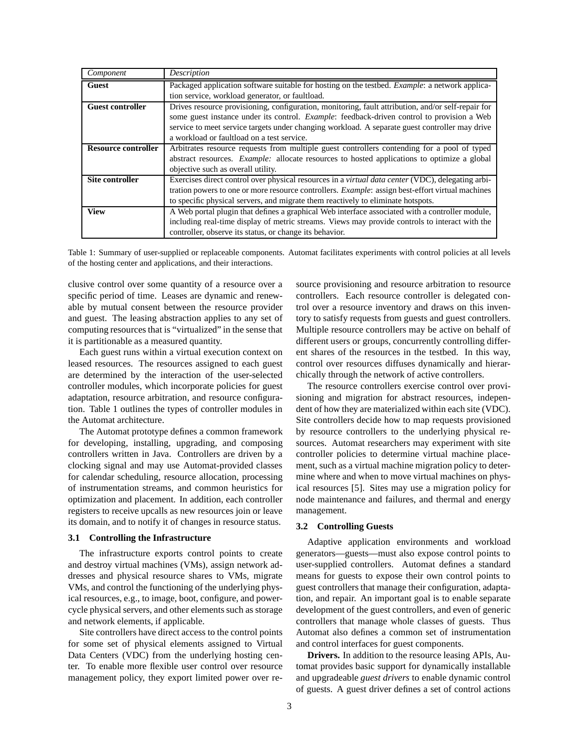| *Component* | *Description* |
|---|---|
| **Guest** | Packaged application software suitable for hosting on the testbed. *Example*: a network application service, workload generator, or faultload. |
| **Guest controller** | Drives resource provisioning, configuration, monitoring, fault attribution, and/or self-repair for some guest instance under its control. *Example*: feedback-driven control to provision a Web service to meet service targets under changing workload. A separate guest controller may drive a workload or faultload on a test service. |
| **Resource controller** | Arbitrates resource requests from multiple guest controllers contending for a pool of typed abstract resources. *Example:* allocate resources to hosted applications to optimize a global objective such as overall utility. |
| **Site controller** | Exercises direct control over physical resources in a *virtual data center* (VDC), delegating arbitration powers to one or more resource controllers. *Example*: assign best-effort virtual machines to specific physical servers, and migrate them reactively to eliminate hotspots. |
| **View** | A Web portal plugin that defines a graphical Web interface associated with a controller module, including real-time display of metric streams. Views may provide controls to interact with the controller, observe its status, or change its behavior. |

Table 1: Summary of user-supplied or replaceable components. Automat facilitates experiments with control policies at all levels of the hosting center and applications, and their interactions.

clusive control over some quantity of a resource over a specific period of time. Leases are dynamic and renewable by mutual consent between the resource provider and guest. The leasing abstraction applies to any set of computing resources that is "virtualized" in the sense that it is partitionable as a measured quantity.

Each guest runs within a virtual execution context on leased resources. The resources assigned to each guest are determined by the interaction of the user-selected controller modules, which incorporate policies for guest adaptation, resource arbitration, and resource configuration. Table 1 outlines the types of controller modules in the Automat architecture.

The Automat prototype defines a common framework for developing, installing, upgrading, and composing controllers written in Java. Controllers are driven by a clocking signal and may use Automat-provided classes for calendar scheduling, resource allocation, processing of instrumentation streams, and common heuristics for optimization and placement. In addition, each controller registers to receive upcalls as new resources join or leave its domain, and to notify it of changes in resource status.

### 3.1 Controlling the Infrastructure

The infrastructure exports control points to create and destroy virtual machines (VMs), assign network addresses and physical resource shares to VMs, migrate VMs, and control the functioning of the underlying physical resources, e.g., to image, boot, configure, and power-cycle physical servers, and other elements such as storage and network elements, if applicable.

Site controllers have direct access to the control points for some set of physical elements assigned to Virtual Data Centers (VDC) from the underlying hosting center. To enable more flexible user control over resource management policy, they export limited power over resource provisioning and resource arbitration to resource controllers. Each resource controller is delegated control over a resource inventory and draws on this inventory to satisfy requests from guests and guest controllers. Multiple resource controllers may be active on behalf of different users or groups, concurrently controlling different shares of the resources in the testbed. In this way, control over resources diffuses dynamically and hierarchically through the network of active controllers.

The resource controllers exercise control over provisioning and migration for abstract resources, independent of how they are materialized within each site (VDC). Site controllers decide how to map requests provisioned by resource controllers to the underlying physical resources. Automat researchers may experiment with site controller policies to determine virtual machine placement, such as a virtual machine migration policy to determine where and when to move virtual machines on physical resources [5]. Sites may use a migration policy for node maintenance and failures, and thermal and energy management.

### 3.2 Controlling Guests

Adaptive application environments and workload generators—guests—must also expose control points to user-supplied controllers. Automat defines a standard means for guests to expose their own control points to guest controllers that manage their configuration, adaptation, and repair. An important goal is to enable separate development of the guest controllers, and even of generic controllers that manage whole classes of guests. Thus Automat also defines a common set of instrumentation and control interfaces for guest components.

**Drivers.** In addition to the resource leasing APIs, Automat provides basic support for dynamically installable and upgradeable *guest drivers* to enable dynamic control of guests. A guest driver defines a set of control actions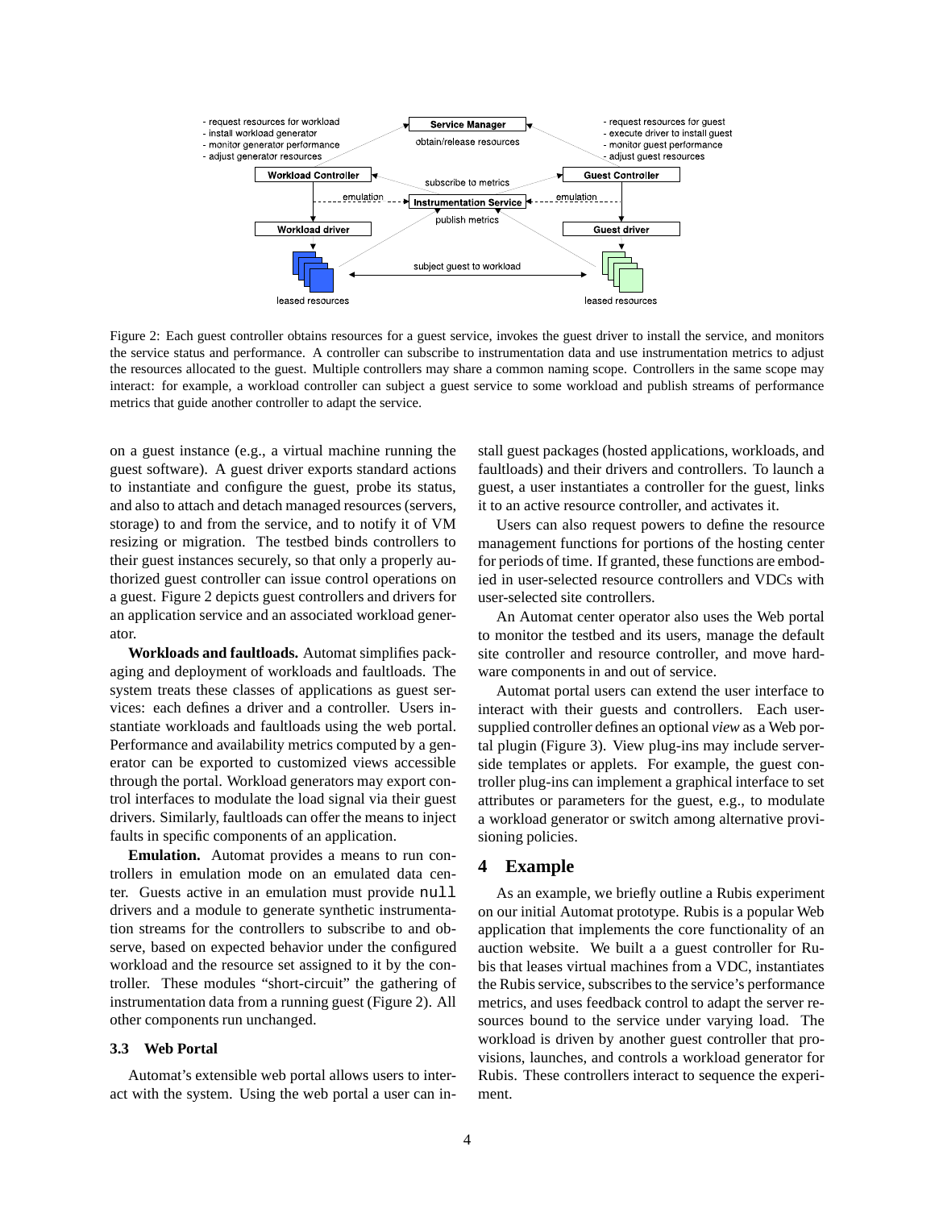Figure 2: Each guest controller obtains resources for a guest service, invokes the guest driver to install the service, and monitors the service status and performance. A controller can subscribe to instrumentation data and use instrumentation metrics to adjust the resources allocated to the guest. Multiple controllers may share a common naming scope. Controllers in the same scope may interact: for example, a workload controller can subject a guest service to some workload and publish streams of performance metrics that guide another controller to adapt the service.

on a guest instance (e.g., a virtual machine running the guest software). A guest driver exports standard actions to instantiate and configure the guest, probe its status, and also to attach and detach managed resources (servers, storage) to and from the service, and to notify it of VM resizing or migration. The testbed binds controllers to their guest instances securely, so that only a properly authorized guest controller can issue control operations on a guest. Figure 2 depicts guest controllers and drivers for an application service and an associated workload generator.

**Workloads and faultloads.** Automat simplifies packaging and deployment of workloads and faultloads. The system treats these classes of applications as guest services: each defines a driver and a controller. Users instantiate workloads and faultloads using the web portal. Performance and availability metrics computed by a generator can be exported to customized views accessible through the portal. Workload generators may export control interfaces to modulate the load signal via their guest drivers. Similarly, faultloads can offer the means to inject faults in specific components of an application.

**Emulation.** Automat provides a means to run controllers in emulation mode on an emulated data center. Guests active in an emulation must provide `null` drivers and a module to generate synthetic instrumentation streams for the controllers to subscribe to and observe, based on expected behavior under the configured workload and the resource set assigned to it by the controller. These modules "short-circuit" the gathering of instrumentation data from a running guest (Figure 2). All other components run unchanged.

### 3.3 Web Portal

Automat's extensible web portal allows users to interact with the system. Using the web portal a user can install guest packages (hosted applications, workloads, and faultloads) and their drivers and controllers. To launch a guest, a user instantiates a controller for the guest, links it to an active resource controller, and activates it.

Users can also request powers to define the resource management functions for portions of the hosting center for periods of time. If granted, these functions are embodied in user-selected resource controllers and VDCs with user-selected site controllers.

An Automat center operator also uses the Web portal to monitor the testbed and its users, manage the default site controller and resource controller, and move hardware components in and out of service.

Automat portal users can extend the user interface to interact with their guests and controllers. Each user-supplied controller defines an optional *view* as a Web portal plugin (Figure 3). View plug-ins may include server-side templates or applets. For example, the guest controller plug-ins can implement a graphical interface to set attributes or parameters for the guest, e.g., to modulate a workload generator or switch among alternative provisioning policies.

## 4 Example

As an example, we briefly outline a Rubis experiment on our initial Automat prototype. Rubis is a popular Web application that implements the core functionality of an auction website. We built a a guest controller for Rubis that leases virtual machines from a VDC, instantiates the Rubis service, subscribes to the service's performance metrics, and uses feedback control to adapt the server resources bound to the service under varying load. The workload is driven by another guest controller that provisions, launches, and controls a workload generator for Rubis. These controllers interact to sequence the experiment.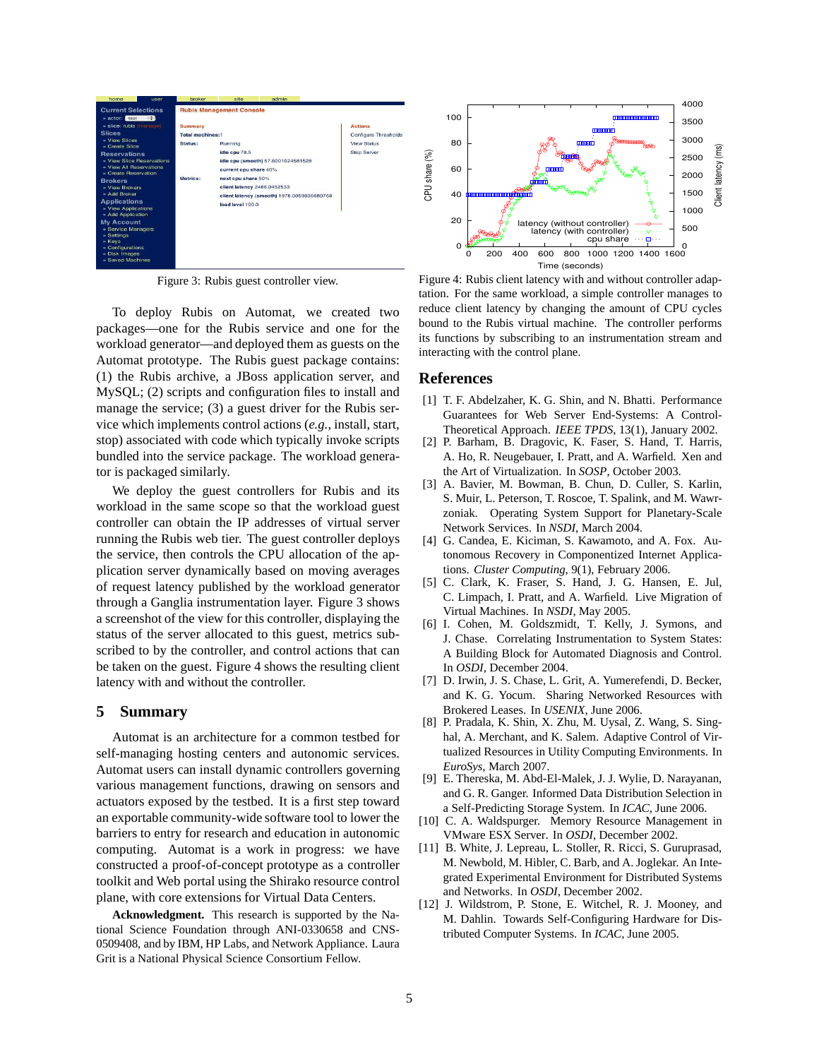Current Selections
» actor: test
» slice: rubis [manage]
Slices
» View Slices
» Create Slice
Reservations
» View Slice Reservations
» View All Reservations
» Create Reservation
Brokers
» View Brokers
» Add Broker
Applications
» View Applications
» Add Application
My Account
» Service Managers
» Settings
» Keys
» Configurations
» Disk Images
» Saved Machines

Rubis Management Console

Summary
Total machines: 1
Status: Running
idle cpu 78.5
idle cpu (smooth) 57.6001024581528
current cpu share 40%
Metrics: next cpu share 50%
client latency 2486.0452533
client latency (smooth) 1978.0059036680768
load level 100.0

Actions
Configure Thresholds
View Status
Stop Server

Figure 3: Rubis guest controller view.

To deploy Rubis on Automat, we created two packages—one for the Rubis service and one for the workload generator—and deployed them as guests on the Automat prototype. The Rubis guest package contains: (1) the Rubis archive, a JBoss application server, and MySQL; (2) scripts and configuration files to install and manage the service; (3) a guest driver for the Rubis service which implements control actions (*e.g.*, install, start, stop) associated with code which typically invoke scripts bundled into the service package. The workload generator is packaged similarly.

We deploy the guest controllers for Rubis and its workload in the same scope so that the workload guest controller can obtain the IP addresses of virtual server running the Rubis web tier. The guest controller deploys the service, then controls the CPU allocation of the application server dynamically based on moving averages of request latency published by the workload generator through a Ganglia instrumentation layer. Figure 3 shows a screenshot of the view for this controller, displaying the status of the server allocated to this guest, metrics subscribed to by the controller, and control actions that can be taken on the guest. Figure 4 shows the resulting client latency with and without the controller.

## 5 Summary

Automat is an architecture for a common testbed for self-managing hosting centers and autonomic services. Automat users can install dynamic controllers governing various management functions, drawing on sensors and actuators exposed by the testbed. It is a first step toward an exportable community-wide software tool to lower the barriers to entry for research and education in autonomic computing. Automat is a work in progress: we have constructed a proof-of-concept prototype as a controller toolkit and Web portal using the Shirako resource control plane, with core extensions for Virtual Data Centers.

**Acknowledgment.** This research is supported by the National Science Foundation through ANI-0330658 and CNS-0509408, and by IBM, HP Labs, and Network Appliance. Laura Grit is a National Physical Science Consortium Fellow.

CPU share (%)
Client latency (ms)
Time (seconds)
0 200 400 600 800 1000 1200 1400 1600
0 20 40 60 80 100
0 500 1000 1500 2000 2500 3000 3500 4000
latency (without controller)
latency (with controller)
cpu share

Figure 4: Rubis client latency with and without controller adaptation. For the same workload, a simple controller manages to reduce client latency by changing the amount of CPU cycles bound to the Rubis virtual machine. The controller performs its functions by subscribing to an instrumentation stream and interacting with the control plane.

## References

[1] T. F. Abdelzaher, K. G. Shin, and N. Bhatti. Performance Guarantees for Web Server End-Systems: A Control-Theoretical Approach. *IEEE TPDS*, 13(1), January 2002.

[2] P. Barham, B. Dragovic, K. Faser, S. Hand, T. Harris, A. Ho, R. Neugebauer, I. Pratt, and A. Warfield. Xen and the Art of Virtualization. In *SOSP*, October 2003.

[3] A. Bavier, M. Bowman, B. Chun, D. Culler, S. Karlin, S. Muir, L. Peterson, T. Roscoe, T. Spalink, and M. Wawrzoniak. Operating System Support for Planetary-Scale Network Services. In *NSDI*, March 2004.

[4] G. Candea, E. Kiciman, S. Kawamoto, and A. Fox. Autonomous Recovery in Componentized Internet Applications. *Cluster Computing*, 9(1), February 2006.

[5] C. Clark, K. Fraser, S. Hand, J. G. Hansen, E. Jul, C. Limpach, I. Pratt, and A. Warfield. Live Migration of Virtual Machines. In *NSDI*, May 2005.

[6] I. Cohen, M. Goldszmidt, T. Kelly, J. Symons, and J. Chase. Correlating Instrumentation to System States: A Building Block for Automated Diagnosis and Control. In *OSDI*, December 2004.

[7] D. Irwin, J. S. Chase, L. Grit, A. Yumerefendi, D. Becker, and K. G. Yocum. Sharing Networked Resources with Brokered Leases. In *USENIX*, June 2006.

[8] P. Pradala, K. Shin, X. Zhu, M. Uysal, Z. Wang, S. Singhal, A. Merchant, and K. Salem. Adaptive Control of Virtualized Resources in Utility Computing Environments. In *EuroSys*, March 2007.

[9] E. Thereska, M. Abd-El-Malek, J. J. Wylie, D. Narayanan, and G. R. Ganger. Informed Data Distribution Selection in a Self-Predicting Storage System. In *ICAC*, June 2006.

[10] C. A. Waldspurger. Memory Resource Management in VMware ESX Server. In *OSDI*, December 2002.

[11] B. White, J. Lepreau, L. Stoller, R. Ricci, S. Guruprasad, M. Newbold, M. Hibler, C. Barb, and A. Joglekar. An Integrated Experimental Environment for Distributed Systems and Networks. In *OSDI*, December 2002.

[12] J. Wildstrom, P. Stone, E. Witchel, R. J. Mooney, and M. Dahlin. Towards Self-Configuring Hardware for Distributed Computer Systems. In *ICAC*, June 2005.